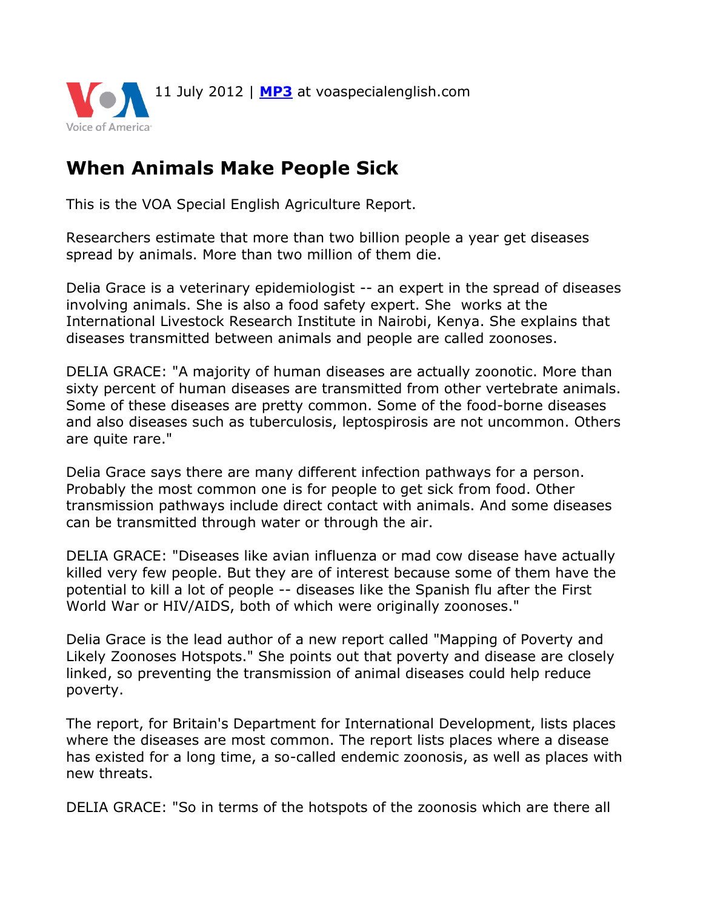11 July 2012 | **MP3** at voaspecialenglish.com

# When Animals Make People Sick

This is the VOA Special English Agriculture Report.

Researchers estimate that more than two billion people a year get diseases spread by animals. More than two million of them die.

Delia Grace is a veterinary epidemiologist -- an expert in the spread of diseases involving animals. She is also a food safety expert. She works at the International Livestock Research Institute in Nairobi, Kenya. She explains that diseases transmitted between animals and people are called zoonoses.

DELIA GRACE: "A majority of human diseases are actually zoonotic. More than sixty percent of human diseases are transmitted from other vertebrate animals. Some of these diseases are pretty common. Some of the food-borne diseases and also diseases such as tuberculosis, leptospirosis are not uncommon. Others are quite rare."

Delia Grace says there are many different infection pathways for a person. Probably the most common one is for people to get sick from food. Other transmission pathways include direct contact with animals. And some diseases can be transmitted through water or through the air.

DELIA GRACE: "Diseases like avian influenza or mad cow disease have actually killed very few people. But they are of interest because some of them have the potential to kill a lot of people -- diseases like the Spanish flu after the First World War or HIV/AIDS, both of which were originally zoonoses."

Delia Grace is the lead author of a new report called "Mapping of Poverty and Likely Zoonoses Hotspots." She points out that poverty and disease are closely linked, so preventing the transmission of animal diseases could help reduce poverty.

The report, for Britain's Department for International Development, lists places where the diseases are most common. The report lists places where a disease has existed for a long time, a so-called endemic zoonosis, as well as places with new threats.

DELIA GRACE: "So in terms of the hotspots of the zoonosis which are there all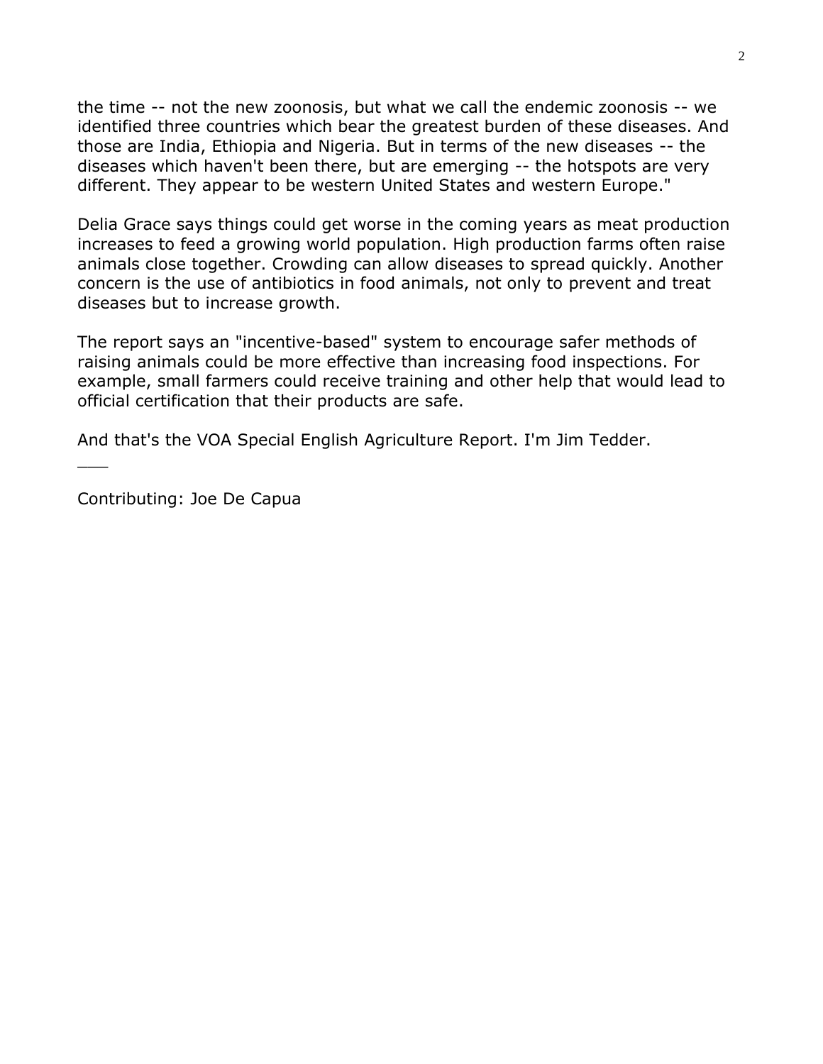the time -- not the new zoonosis, but what we call the endemic zoonosis -- we identified three countries which bear the greatest burden of these diseases. And those are India, Ethiopia and Nigeria. But in terms of the new diseases -- the diseases which haven't been there, but are emerging -- the hotspots are very different. They appear to be western United States and western Europe."

Delia Grace says things could get worse in the coming years as meat production increases to feed a growing world population. High production farms often raise animals close together. Crowding can allow diseases to spread quickly. Another concern is the use of antibiotics in food animals, not only to prevent and treat diseases but to increase growth.

The report says an "incentive-based" system to encourage safer methods of raising animals could be more effective than increasing food inspections. For example, small farmers could receive training and other help that would lead to official certification that their products are safe.

And that's the VOA Special English Agriculture Report. I'm Jim Tedder.

___

Contributing: Joe De Capua